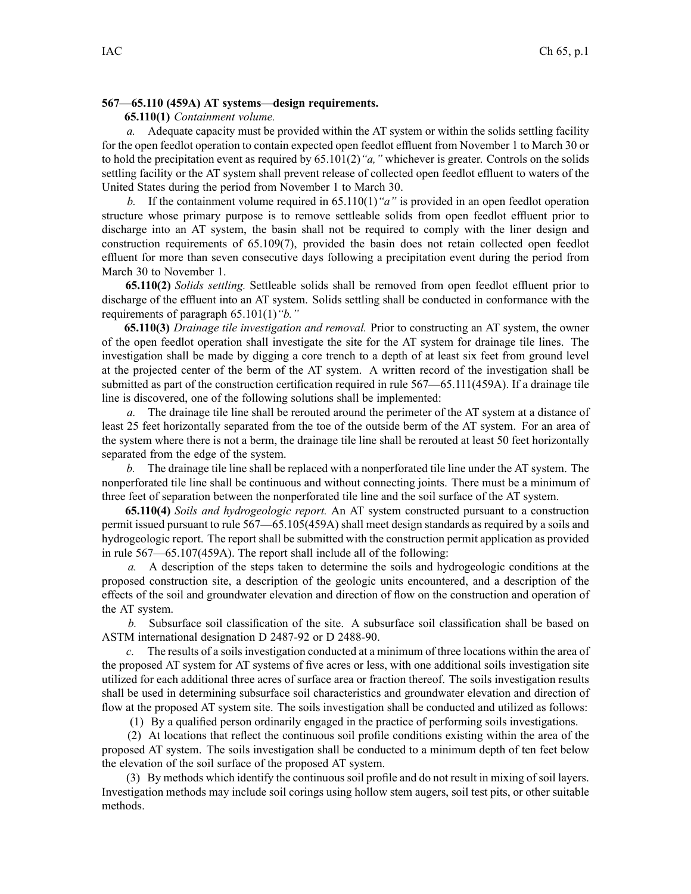**567—65.110 (459A) AT systems—design requirements.**

**65.110(1)** *Containment volume.*

*a.* Adequate capacity must be provided within the AT system or within the solids settling facility for the open feedlot operation to contain expected open feedlot effluent from November 1 to March 30 or to hold the precipitation event as required by 65.101(2)*"a,"* whichever is greater. Controls on the solids settling facility or the AT system shall prevent release of collected open feedlot effluent to waters of the United States during the period from November 1 to March 30.

*b.* If the containment volume required in 65.110(1)*"a"* is provided in an open feedlot operation structure whose primary purpose is to remove settleable solids from open feedlot effluent prior to discharge into an AT system, the basin shall not be required to comply with the liner design and construction requirements of 65.109(7), provided the basin does not retain collected open feedlot effluent for more than seven consecutive days following a precipitation event during the period from March 30 to November 1.

**65.110(2)** *Solids settling.* Settleable solids shall be removed from open feedlot effluent prior to discharge of the effluent into an AT system. Solids settling shall be conducted in conformance with the requirements of paragraph 65.101(1)*"b."*

**65.110(3)** *Drainage tile investigation and removal.* Prior to constructing an AT system, the owner of the open feedlot operation shall investigate the site for the AT system for drainage tile lines. The investigation shall be made by digging a core trench to a depth of at least six feet from ground level at the projected center of the berm of the AT system. A written record of the investigation shall be submitted as part of the construction certification required in rule 567—65.111(459A). If a drainage tile line is discovered, one of the following solutions shall be implemented:

*a.* The drainage tile line shall be rerouted around the perimeter of the AT system at a distance of least 25 feet horizontally separated from the toe of the outside berm of the AT system. For an area of the system where there is not a berm, the drainage tile line shall be rerouted at least 50 feet horizontally separated from the edge of the system.

*b.* The drainage tile line shall be replaced with a nonperforated tile line under the AT system. The nonperforated tile line shall be continuous and without connecting joints. There must be a minimum of three feet of separation between the nonperforated tile line and the soil surface of the AT system.

**65.110(4)** *Soils and hydrogeologic report.* An AT system constructed pursuant to a construction permit issued pursuant to rule 567—65.105(459A) shall meet design standards as required by a soils and hydrogeologic report. The report shall be submitted with the construction permit application as provided in rule 567—65.107(459A). The report shall include all of the following:

*a.* A description of the steps taken to determine the soils and hydrogeologic conditions at the proposed construction site, a description of the geologic units encountered, and a description of the effects of the soil and groundwater elevation and direction of flow on the construction and operation of the AT system.

*b.* Subsurface soil classification of the site. A subsurface soil classification shall be based on ASTM international designation D 2487-92 or D 2488-90.

*c.* The results of a soils investigation conducted at a minimum of three locations within the area of the proposed AT system for AT systems of five acres or less, with one additional soils investigation site utilized for each additional three acres of surface area or fraction thereof. The soils investigation results shall be used in determining subsurface soil characteristics and groundwater elevation and direction of flow at the proposed AT system site. The soils investigation shall be conducted and utilized as follows:

(1) By a qualified person ordinarily engaged in the practice of performing soils investigations.

(2) At locations that reflect the continuous soil profile conditions existing within the area of the proposed AT system. The soils investigation shall be conducted to a minimum depth of ten feet below the elevation of the soil surface of the proposed AT system.

(3) By methods which identify the continuous soil profile and do not result in mixing of soil layers. Investigation methods may include soil corings using hollow stem augers, soil test pits, or other suitable methods.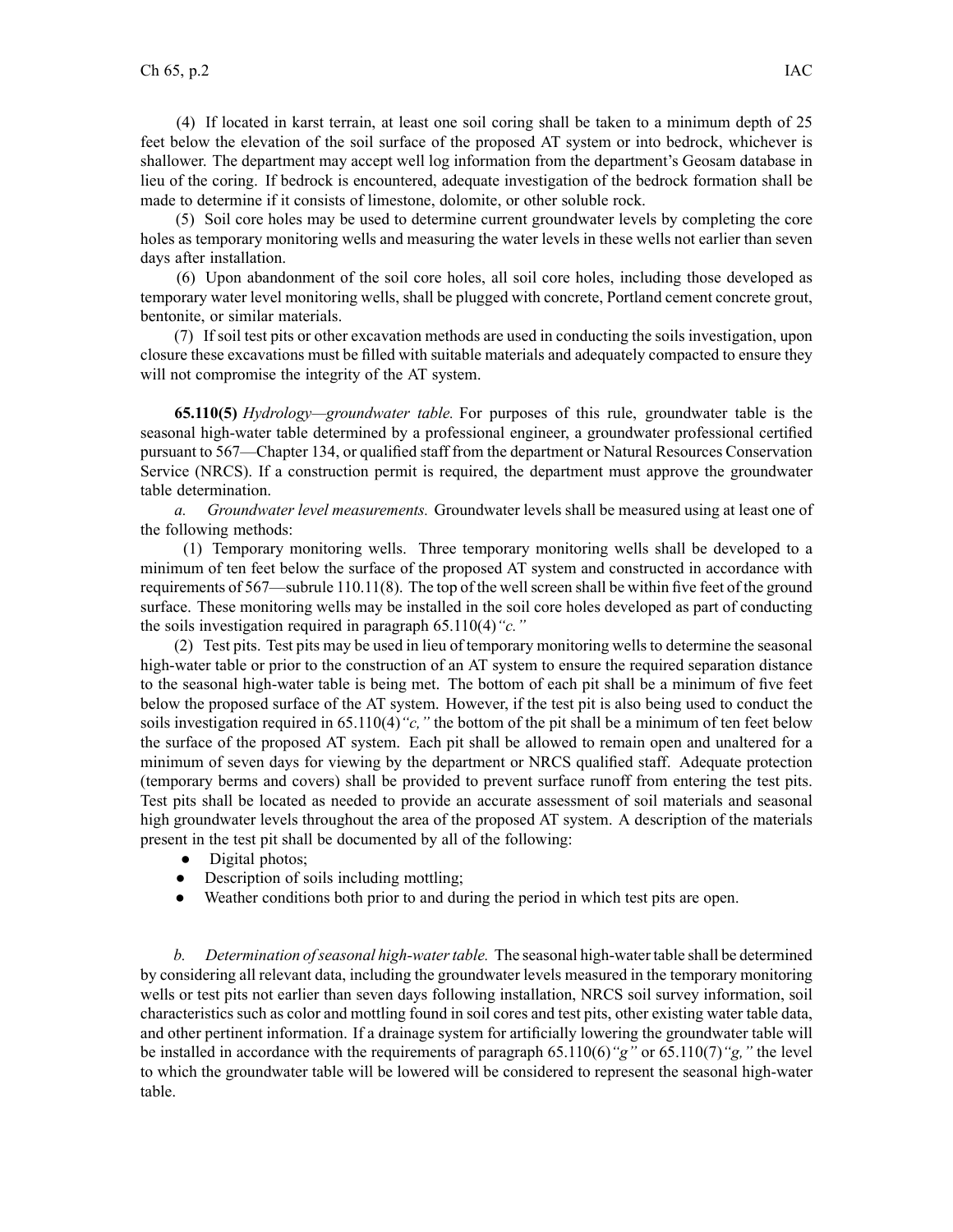(4) If located in karst terrain, at least one soil coring shall be taken to a minimum depth of 25 feet below the elevation of the soil surface of the proposed AT system or into bedrock, whichever is shallower. The department may accept well log information from the department's Geosam database in lieu of the coring. If bedrock is encountered, adequate investigation of the bedrock formation shall be made to determine if it consists of limestone, dolomite, or other soluble rock.

(5) Soil core holes may be used to determine current groundwater levels by completing the core holes as temporary monitoring wells and measuring the water levels in these wells not earlier than seven days after installation.

(6) Upon abandonment of the soil core holes, all soil core holes, including those developed as temporary water level monitoring wells, shall be plugged with concrete, Portland cement concrete grout, bentonite, or similar materials.

(7) If soil test pits or other excavation methods are used in conducting the soils investigation, upon closure these excavations must be filled with suitable materials and adequately compacted to ensure they will not compromise the integrity of the AT system.

**65.110(5)** *Hydrology—groundwater table.* For purposes of this rule, groundwater table is the seasonal high-water table determined by a professional engineer, a groundwater professional certified pursuant to 567—Chapter 134, or qualified staff from the department or Natural Resources Conservation Service (NRCS). If a construction permit is required, the department must approve the groundwater table determination.

*a. Groundwater level measurements.* Groundwater levels shall be measured using at least one of the following methods:

(1) Temporary monitoring wells. Three temporary monitoring wells shall be developed to a minimum of ten feet below the surface of the proposed AT system and constructed in accordance with requirements of 567—subrule 110.11(8). The top of the well screen shall be within five feet of the ground surface. These monitoring wells may be installed in the soil core holes developed as part of conducting the soils investigation required in paragraph 65.110(4)*"c."*

(2) Test pits. Test pits may be used in lieu of temporary monitoring wells to determine the seasonal high-water table or prior to the construction of an AT system to ensure the required separation distance to the seasonal high-water table is being met. The bottom of each pit shall be a minimum of five feet below the proposed surface of the AT system. However, if the test pit is also being used to conduct the soils investigation required in 65.110(4)*"c,"* the bottom of the pit shall be a minimum of ten feet below the surface of the proposed AT system. Each pit shall be allowed to remain open and unaltered for a minimum of seven days for viewing by the department or NRCS qualified staff. Adequate protection (temporary berms and covers) shall be provided to prevent surface runoff from entering the test pits. Test pits shall be located as needed to provide an accurate assessment of soil materials and seasonal high groundwater levels throughout the area of the proposed AT system. A description of the materials present in the test pit shall be documented by all of the following:

- Digital photos;
- Description of soils including mottling;
- Weather conditions both prior to and during the period in which test pits are open.

*b. Determination of seasonal high-water table.* The seasonal high-water table shall be determined by considering all relevant data, including the groundwater levels measured in the temporary monitoring wells or test pits not earlier than seven days following installation, NRCS soil survey information, soil characteristics such as color and mottling found in soil cores and test pits, other existing water table data, and other pertinent information. If a drainage system for artificially lowering the groundwater table will be installed in accordance with the requirements of paragraph 65.110(6)*"g"* or 65.110(7)*"g,"* the level to which the groundwater table will be lowered will be considered to represent the seasonal high-water table.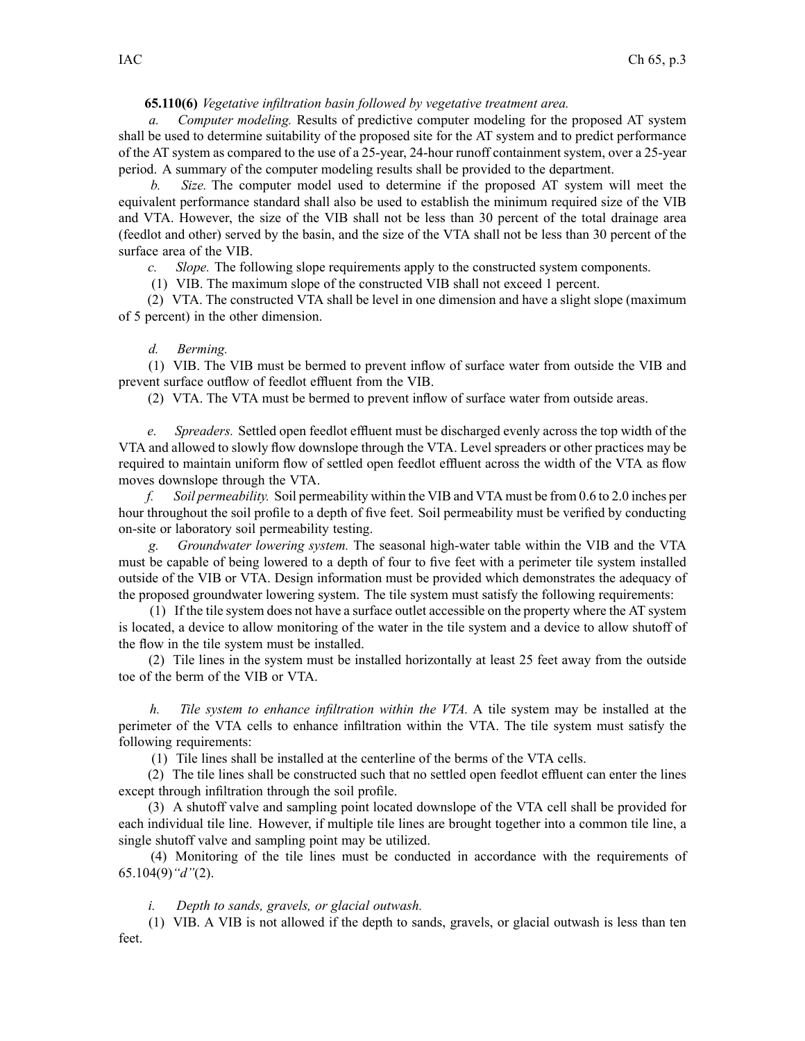**65.110(6)** *Vegetative infiltration basin followed by vegetative treatment area.*

*a. Computer modeling.* Results of predictive computer modeling for the proposed AT system shall be used to determine suitability of the proposed site for the AT system and to predict performance of the AT system as compared to the use of a 25-year, 24-hour runoff containment system, over a 25-year period. A summary of the computer modeling results shall be provided to the department.

*b. Size.* The computer model used to determine if the proposed AT system will meet the equivalent performance standard shall also be used to establish the minimum required size of the VIB and VTA. However, the size of the VIB shall not be less than 30 percent of the total drainage area (feedlot and other) served by the basin, and the size of the VTA shall not be less than 30 percent of the surface area of the VIB.

*c. Slope.* The following slope requirements apply to the constructed system components.

(1) VIB. The maximum slope of the constructed VIB shall not exceed 1 percent.

(2) VTA. The constructed VTA shall be level in one dimension and have a slight slope (maximum of 5 percent) in the other dimension.

*d. Berming.*

(1) VIB. The VIB must be bermed to prevent inflow of surface water from outside the VIB and prevent surface outflow of feedlot effluent from the VIB.

(2) VTA. The VTA must be bermed to prevent inflow of surface water from outside areas.

*e. Spreaders.* Settled open feedlot effluent must be discharged evenly across the top width of the VTA and allowed to slowly flow downslope through the VTA. Level spreaders or other practices may be required to maintain uniform flow of settled open feedlot effluent across the width of the VTA as flow moves downslope through the VTA.

*f. Soil permeability.* Soil permeability within the VIB and VTA must be from 0.6 to 2.0 inches per hour throughout the soil profile to a depth of five feet. Soil permeability must be verified by conducting on-site or laboratory soil permeability testing.

*g. Groundwater lowering system.* The seasonal high-water table within the VIB and the VTA must be capable of being lowered to a depth of four to five feet with a perimeter tile system installed outside of the VIB or VTA. Design information must be provided which demonstrates the adequacy of the proposed groundwater lowering system. The tile system must satisfy the following requirements:

(1) If the tile system does not have a surface outlet accessible on the property where the AT system is located, a device to allow monitoring of the water in the tile system and a device to allow shutoff of the flow in the tile system must be installed.

(2) Tile lines in the system must be installed horizontally at least 25 feet away from the outside toe of the berm of the VIB or VTA.

*h. Tile system to enhance infiltration within the VTA.* A tile system may be installed at the perimeter of the VTA cells to enhance infiltration within the VTA. The tile system must satisfy the following requirements:

(1) Tile lines shall be installed at the centerline of the berms of the VTA cells.

(2) The tile lines shall be constructed such that no settled open feedlot effluent can enter the lines except through infiltration through the soil profile.

(3) A shutoff valve and sampling point located downslope of the VTA cell shall be provided for each individual tile line. However, if multiple tile lines are brought together into a common tile line, a single shutoff valve and sampling point may be utilized.

(4) Monitoring of the tile lines must be conducted in accordance with the requirements of 65.104(9)*"d"*(2).

*i. Depth to sands, gravels, or glacial outwash.*

(1) VIB. A VIB is not allowed if the depth to sands, gravels, or glacial outwash is less than ten feet.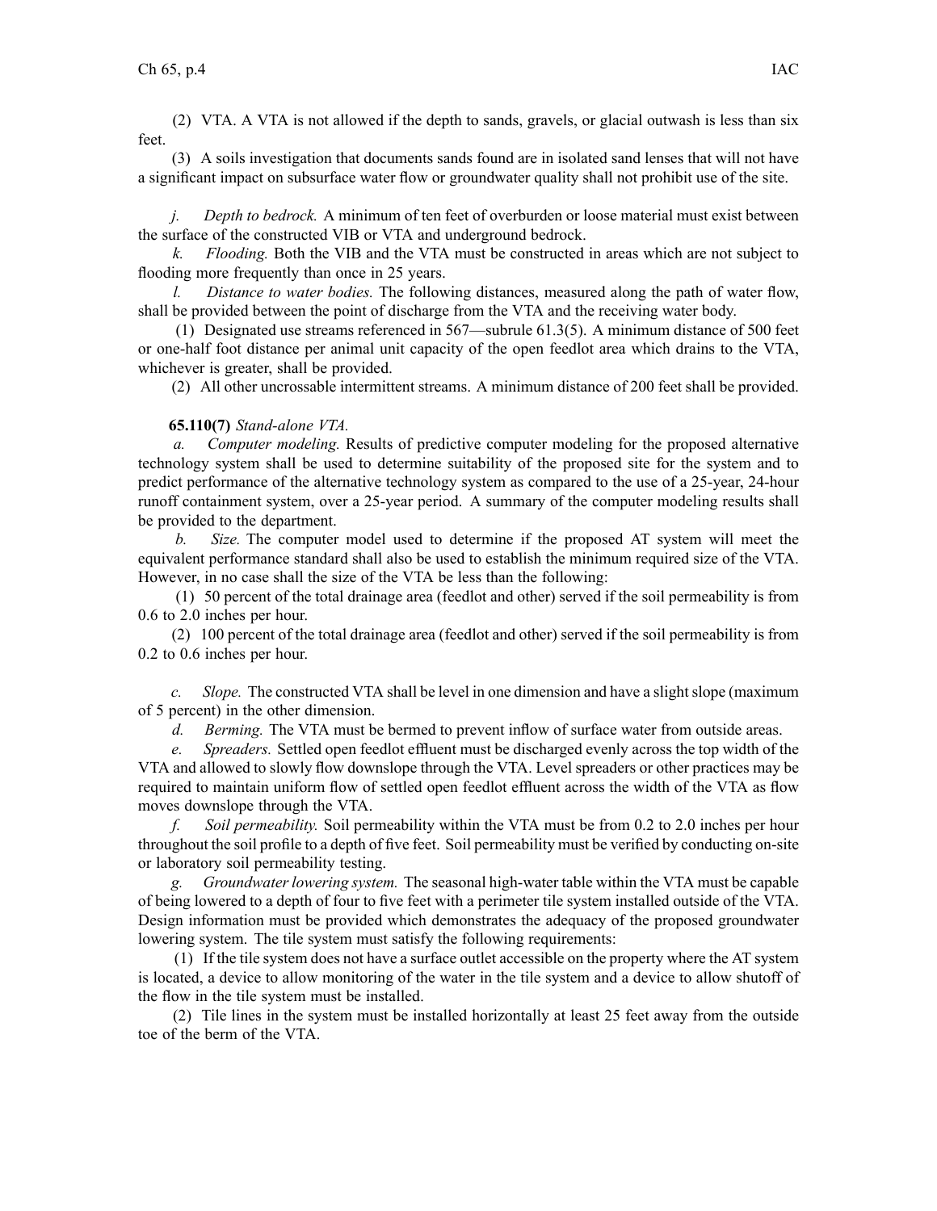(2) VTA. A VTA is not allowed if the depth to sands, gravels, or glacial outwash is less than six feet.

(3) A soils investigation that documents sands found are in isolated sand lenses that will not have a significant impact on subsurface water flow or groundwater quality shall not prohibit use of the site.

*j. Depth to bedrock.* A minimum of ten feet of overburden or loose material must exist between the surface of the constructed VIB or VTA and underground bedrock.

*k. Flooding.* Both the VIB and the VTA must be constructed in areas which are not subject to flooding more frequently than once in 25 years.

*l. Distance to water bodies.* The following distances, measured along the path of water flow, shall be provided between the point of discharge from the VTA and the receiving water body.

(1) Designated use streams referenced in 567—subrule 61.3(5). A minimum distance of 500 feet or one-half foot distance per animal unit capacity of the open feedlot area which drains to the VTA, whichever is greater, shall be provided.

(2) All other uncrossable intermittent streams. A minimum distance of 200 feet shall be provided.

**65.110(7)** *Stand-alone VTA.*

*a. Computer modeling.* Results of predictive computer modeling for the proposed alternative technology system shall be used to determine suitability of the proposed site for the system and to predict performance of the alternative technology system as compared to the use of a 25-year, 24-hour runoff containment system, over a 25-year period. A summary of the computer modeling results shall be provided to the department.

*b. Size.* The computer model used to determine if the proposed AT system will meet the equivalent performance standard shall also be used to establish the minimum required size of the VTA. However, in no case shall the size of the VTA be less than the following:

(1) 50 percent of the total drainage area (feedlot and other) served if the soil permeability is from 0.6 to 2.0 inches per hour.

(2) 100 percent of the total drainage area (feedlot and other) served if the soil permeability is from 0.2 to 0.6 inches per hour.

*c. Slope.* The constructed VTA shall be level in one dimension and have a slight slope (maximum of 5 percent) in the other dimension.

*d. Berming.* The VTA must be bermed to prevent inflow of surface water from outside areas.

*e. Spreaders.* Settled open feedlot effluent must be discharged evenly across the top width of the VTA and allowed to slowly flow downslope through the VTA. Level spreaders or other practices may be required to maintain uniform flow of settled open feedlot effluent across the width of the VTA as flow moves downslope through the VTA.

*f. Soil permeability.* Soil permeability within the VTA must be from 0.2 to 2.0 inches per hour throughout the soil profile to a depth of five feet. Soil permeability must be verified by conducting on-site or laboratory soil permeability testing.

*g. Groundwater lowering system.* The seasonal high-water table within the VTA must be capable of being lowered to a depth of four to five feet with a perimeter tile system installed outside of the VTA. Design information must be provided which demonstrates the adequacy of the proposed groundwater lowering system. The tile system must satisfy the following requirements:

(1) If the tile system does not have a surface outlet accessible on the property where the AT system is located, a device to allow monitoring of the water in the tile system and a device to allow shutoff of the flow in the tile system must be installed.

(2) Tile lines in the system must be installed horizontally at least 25 feet away from the outside toe of the berm of the VTA.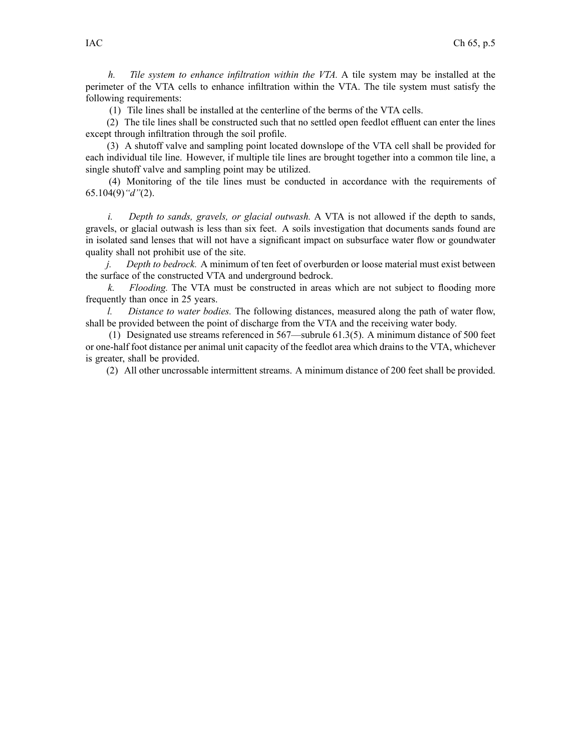*h. Tile system to enhance infiltration within the VTA.* A tile system may be installed at the perimeter of the VTA cells to enhance infiltration within the VTA. The tile system must satisfy the following requirements:

(1) Tile lines shall be installed at the centerline of the berms of the VTA cells.

(2) The tile lines shall be constructed such that no settled open feedlot effluent can enter the lines except through infiltration through the soil profile.

(3) A shutoff valve and sampling point located downslope of the VTA cell shall be provided for each individual tile line. However, if multiple tile lines are brought together into a common tile line, a single shutoff valve and sampling point may be utilized.

(4) Monitoring of the tile lines must be conducted in accordance with the requirements of 65.104(9)*"d"*(2).

*i. Depth to sands, gravels, or glacial outwash.* A VTA is not allowed if the depth to sands, gravels, or glacial outwash is less than six feet. A soils investigation that documents sands found are in isolated sand lenses that will not have a significant impact on subsurface water flow or goundwater quality shall not prohibit use of the site.

*j. Depth to bedrock.* A minimum of ten feet of overburden or loose material must exist between the surface of the constructed VTA and underground bedrock.

*k. Flooding.* The VTA must be constructed in areas which are not subject to flooding more frequently than once in 25 years.

*l. Distance to water bodies.* The following distances, measured along the path of water flow, shall be provided between the point of discharge from the VTA and the receiving water body.

(1) Designated use streams referenced in 567—subrule 61.3(5). A minimum distance of 500 feet or one-half foot distance per animal unit capacity of the feedlot area which drains to the VTA, whichever is greater, shall be provided.

(2) All other uncrossable intermittent streams. A minimum distance of 200 feet shall be provided.